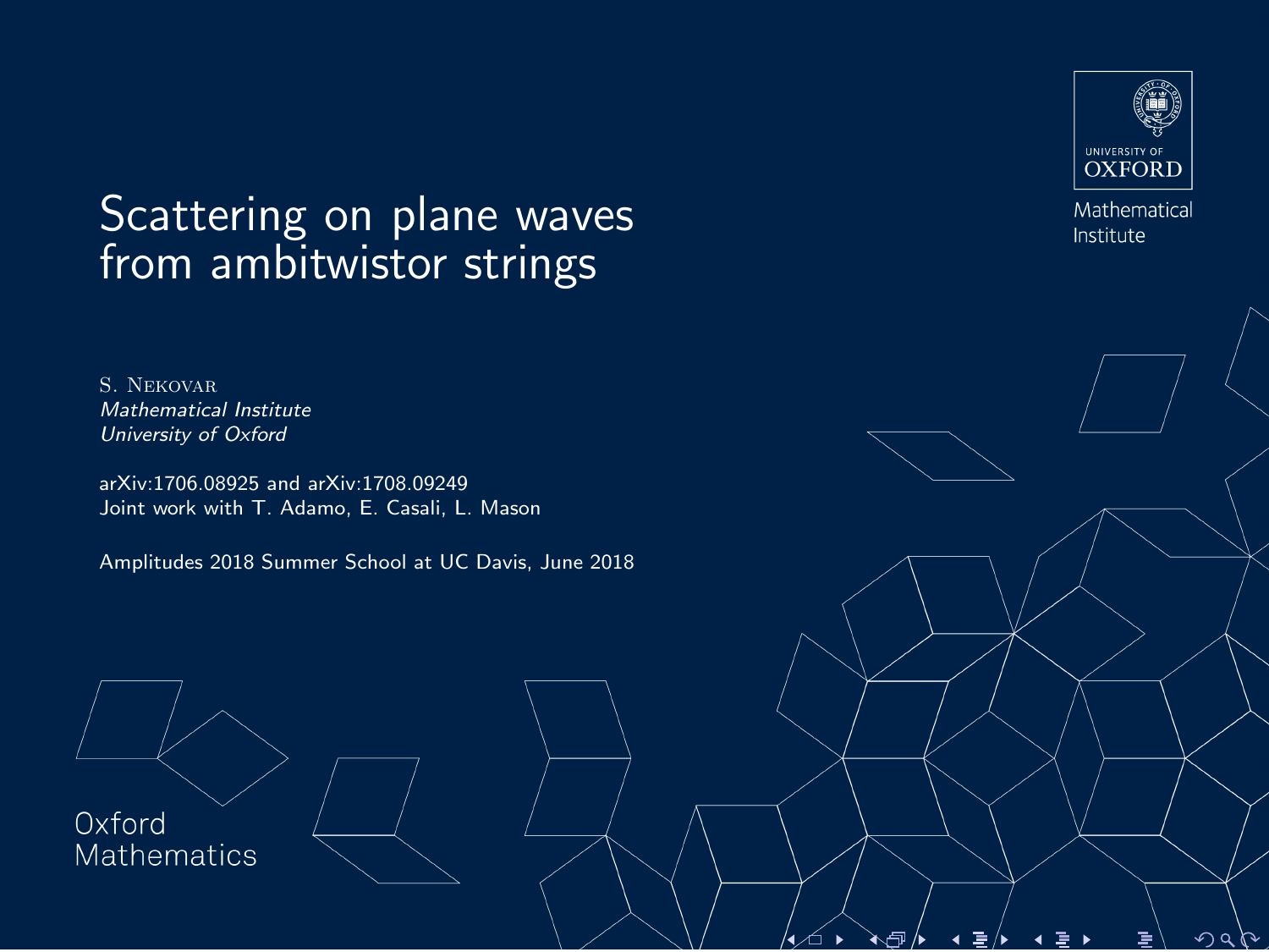# Scattering on plane waves from ambitwistor strings

S. Nekovar
*Mathematical Institute*
*University of Oxford*

arXiv:1706.08925 and arXiv:1708.09249
Joint work with T. Adamo, E. Casali, L. Mason

Amplitudes 2018 Summer School at UC Davis, June 2018

University of Oxford
Mathematical Institute

Oxford Mathematics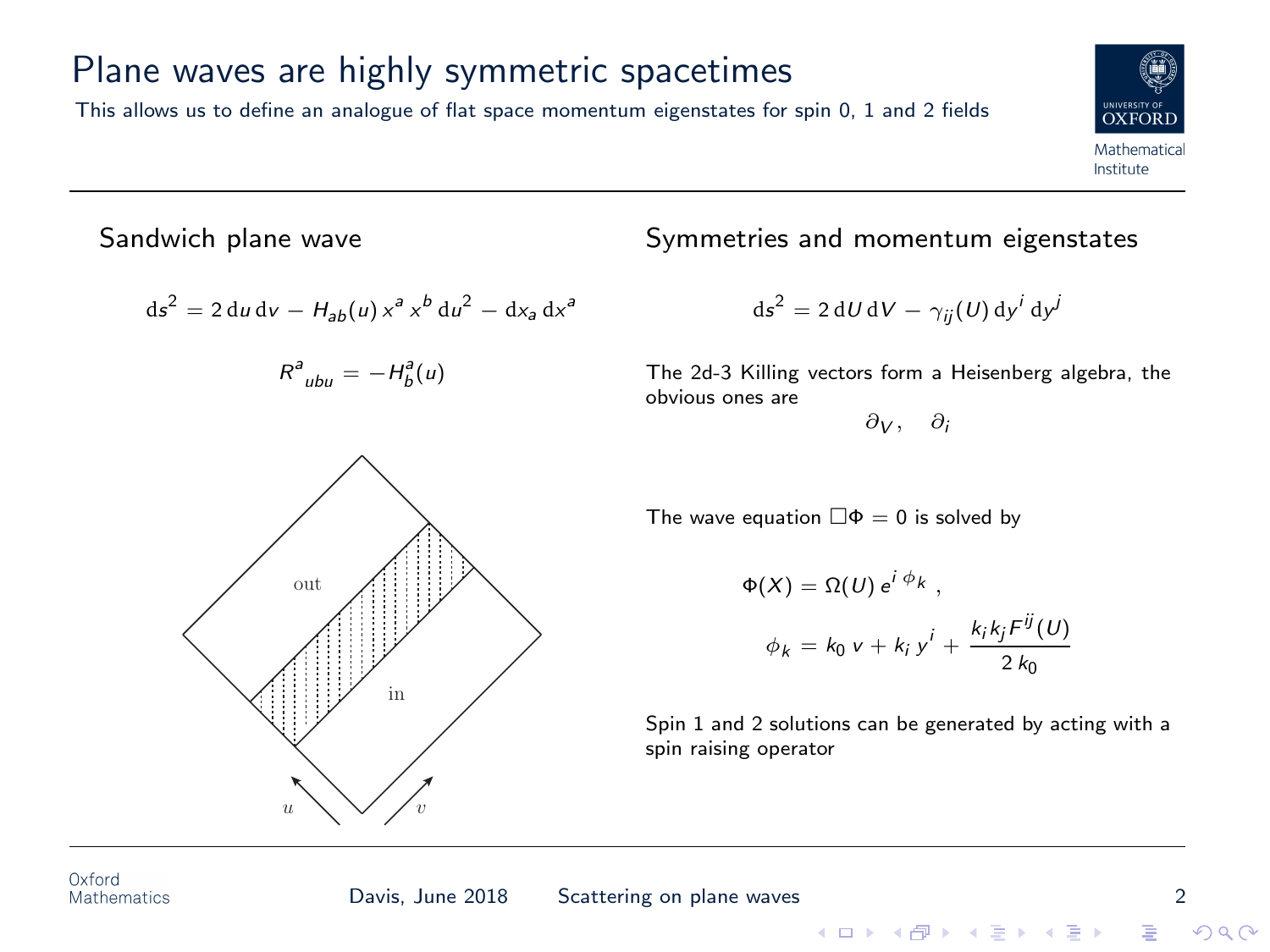# Plane waves are highly symmetric spacetimes

This allows us to define an analogue of flat space momentum eigenstates for spin 0, 1 and 2 fields

## Sandwich plane wave

$$\mathrm{d}s^2 = 2\,\mathrm{d}u\,\mathrm{d}v - H_{ab}(u)\,x^a\,x^b\,\mathrm{d}u^2 - \mathrm{d}x_a\,\mathrm{d}x^a$$

$$R^a{}_{ubu} = -H^a_b(u)$$

out

in

$u$ $v$

## Symmetries and momentum eigenstates

$$\mathrm{d}s^2 = 2\,\mathrm{d}U\,\mathrm{d}V - \gamma_{ij}(U)\,\mathrm{d}y^i\,\mathrm{d}y^j$$

The 2d-3 Killing vectors form a Heisenberg algebra, the obvious ones are

$$\partial_V\,, \quad \partial_i$$

The wave equation $\Box\Phi = 0$ is solved by

$$\Phi(X) = \Omega(U)\,e^{i\,\phi_k}\,,$$

$$\phi_k = k_0\,v + k_i\,y^i + \frac{k_i k_j F^{ij}(U)}{2\,k_0}$$

Spin 1 and 2 solutions can be generated by acting with a spin raising operator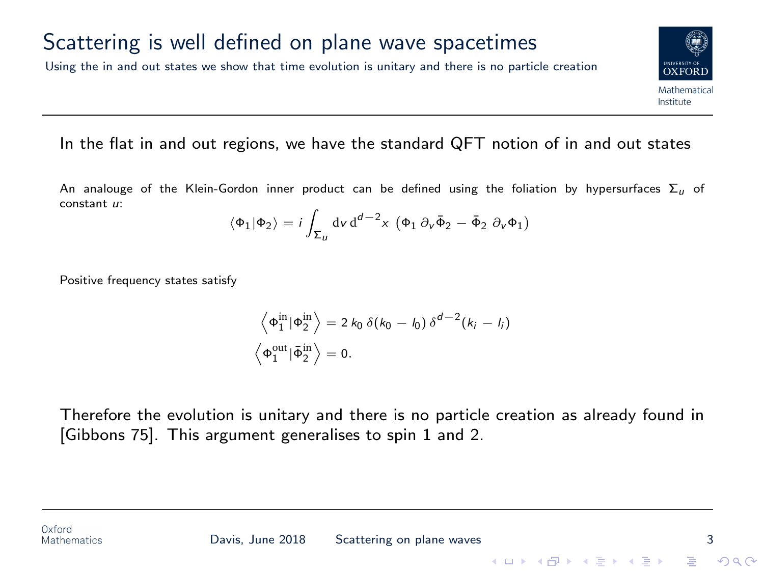# Scattering is well defined on plane wave spacetimes

Using the in and out states we show that time evolution is unitary and there is no particle creation

In the flat in and out regions, we have the standard QFT notion of in and out states

An analouge of the Klein-Gordon inner product can be defined using the foliation by hypersurfaces $\Sigma_u$ of constant $u$:

$$\langle \Phi_1 | \Phi_2 \rangle = i \int_{\Sigma_u} \mathrm{d}v \, \mathrm{d}^{d-2}x \, \left( \Phi_1 \, \partial_v \bar{\Phi}_2 - \bar{\Phi}_2 \, \partial_v \Phi_1 \right)$$

Positive frequency states satisfy

$$\left\langle \Phi_1^{\mathrm{in}} | \Phi_2^{\mathrm{in}} \right\rangle = 2 \, k_0 \, \delta(k_0 - l_0) \, \delta^{d-2}(k_i - l_i)$$

$$\left\langle \Phi_1^{\mathrm{out}} | \bar{\Phi}_2^{\mathrm{in}} \right\rangle = 0.$$

Therefore the evolution is unitary and there is no particle creation as already found in [Gibbons 75]. This argument generalises to spin 1 and 2.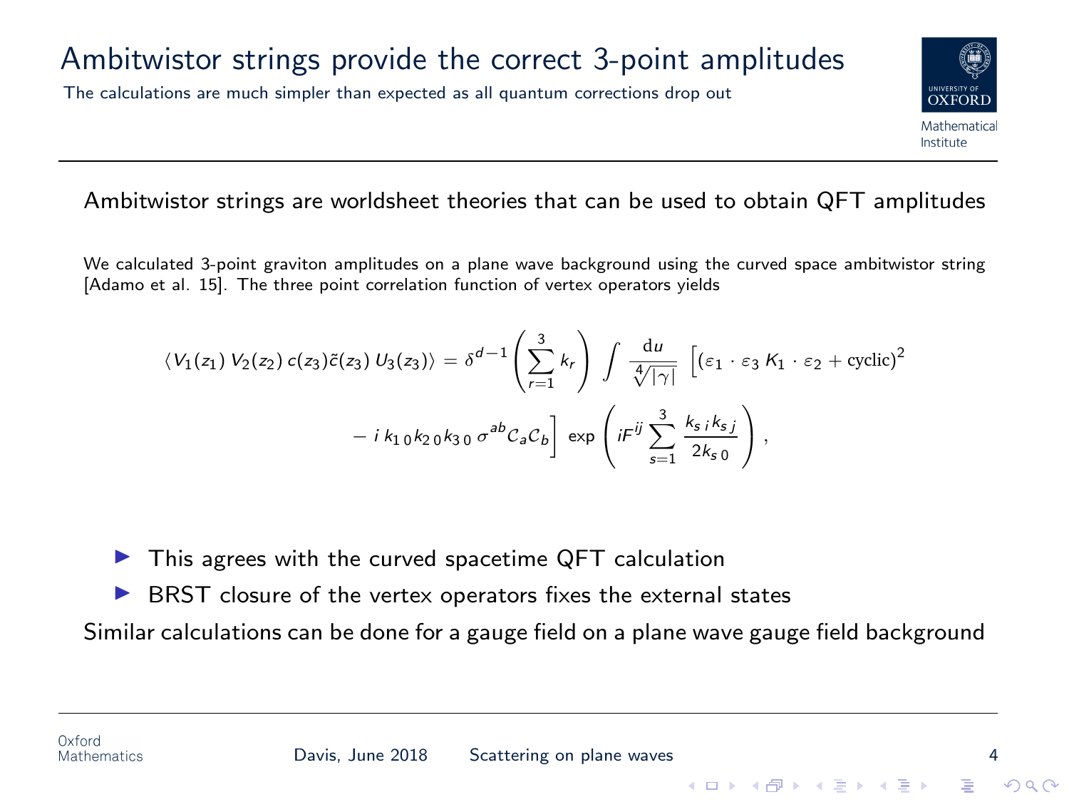# Ambitwistor strings provide the correct 3-point amplitudes

The calculations are much simpler than expected as all quantum corrections drop out

Ambitwistor strings are worldsheet theories that can be used to obtain QFT amplitudes

We calculated 3-point graviton amplitudes on a plane wave background using the curved space ambitwistor string [Adamo et al. 15]. The three point correlation function of vertex operators yields

$$\langle V_1(z_1)\, V_2(z_2)\, c(z_3)\tilde{c}(z_3)\, U_3(z_3)\rangle = \delta^{d-1}\left(\sum_{r=1}^{3} k_r\right) \int \frac{\mathrm{d}u}{\sqrt[4]{|\gamma|}} \left[(\varepsilon_1 \cdot \varepsilon_3\, K_1 \cdot \varepsilon_2 + \text{cyclic})^2 \right.$$
$$\left. - i\, k_{1\,0} k_{2\,0} k_{3\,0}\, \sigma^{ab} \mathcal{C}_a \mathcal{C}_b \right] \exp\left( iF^{ij} \sum_{s=1}^{3} \frac{k_{s\,i} k_{s\,j}}{2k_{s\,0}} \right),$$

- This agrees with the curved spacetime QFT calculation
- BRST closure of the vertex operators fixes the external states

Similar calculations can be done for a gauge field on a plane wave gauge field background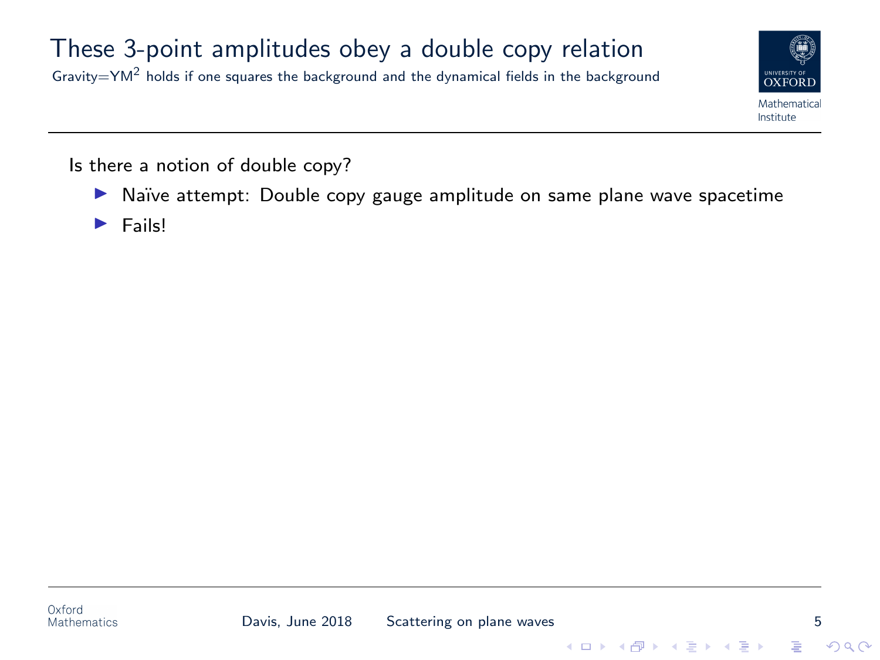# These 3-point amplitudes obey a double copy relation

Gravity=YM$^2$ holds if one squares the background and the dynamical fields in the background

Is there a notion of double copy?

- Naïve attempt: Double copy gauge amplitude on same plane wave spacetime
- Fails!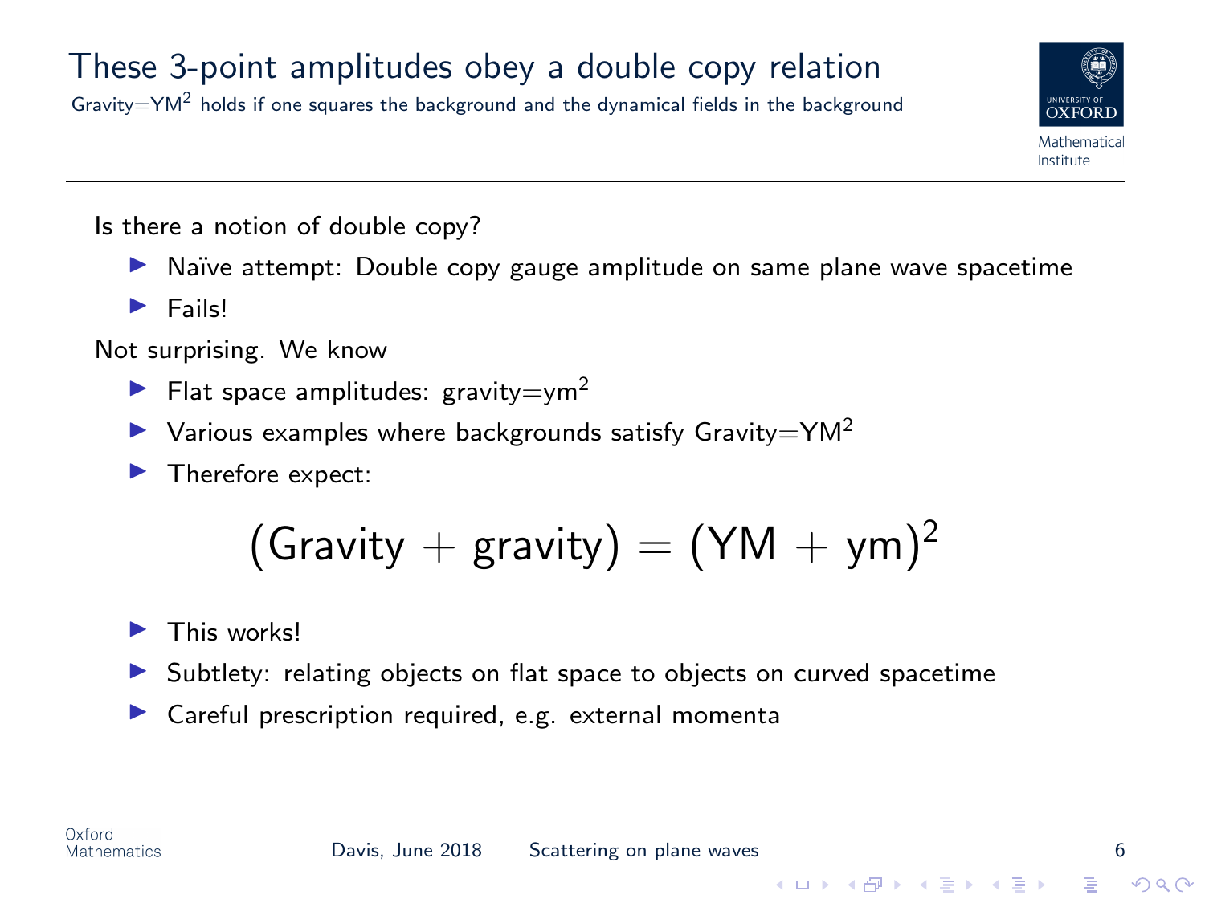# These 3-point amplitudes obey a double copy relation

Gravity=YM$^2$ holds if one squares the background and the dynamical fields in the background

Is there a notion of double copy?

- Naïve attempt: Double copy gauge amplitude on same plane wave spacetime
- Fails!

Not surprising. We know

- Flat space amplitudes: gravity=ym$^2$
- Various examples where backgrounds satisfy Gravity=YM$^2$
- Therefore expect:

$$(\text{Gravity} + \text{gravity}) = (\text{YM} + \text{ym})^2$$

- This works!
- Subtlety: relating objects on flat space to objects on curved spacetime
- Careful prescription required, e.g. external momenta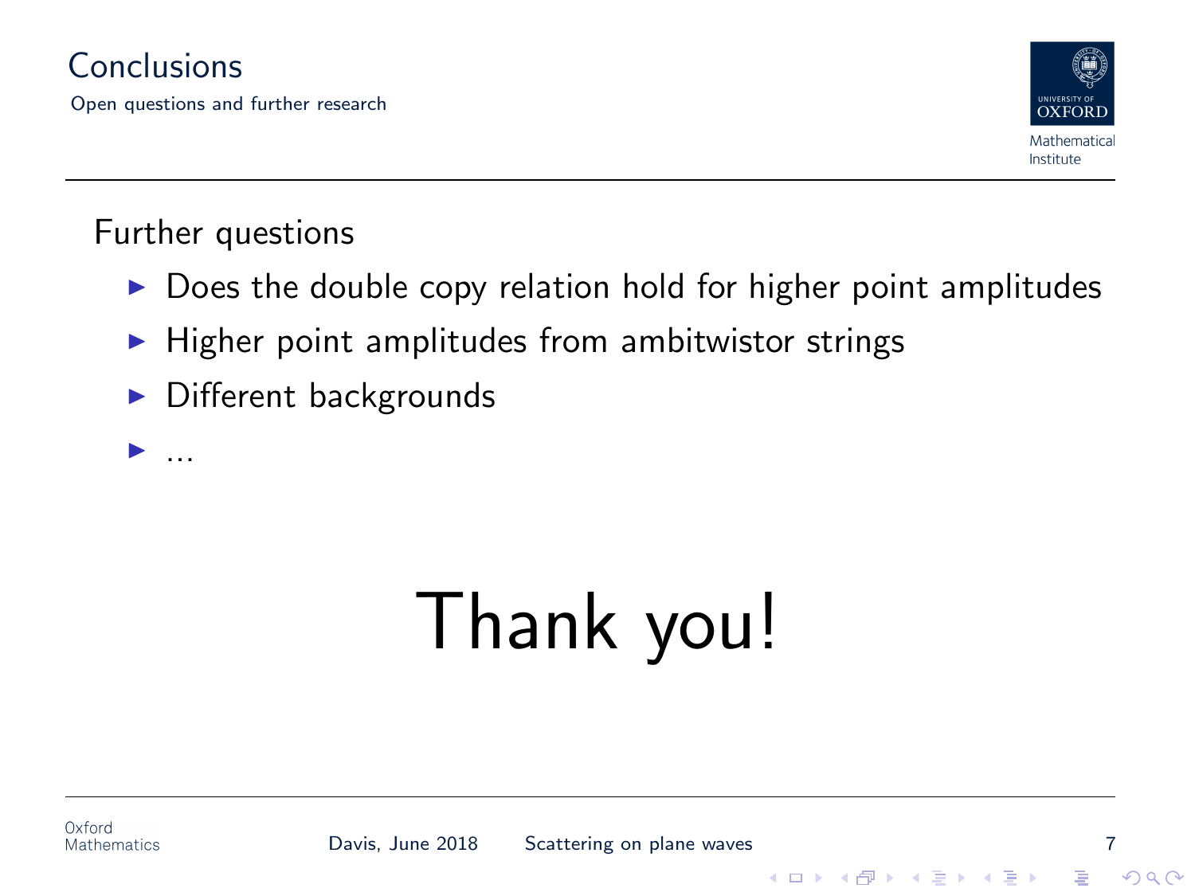# Conclusions

## Open questions and further research

Further questions

- Does the double copy relation hold for higher point amplitudes
- Higher point amplitudes from ambitwistor strings
- Different backgrounds
- ...

# Thank you!